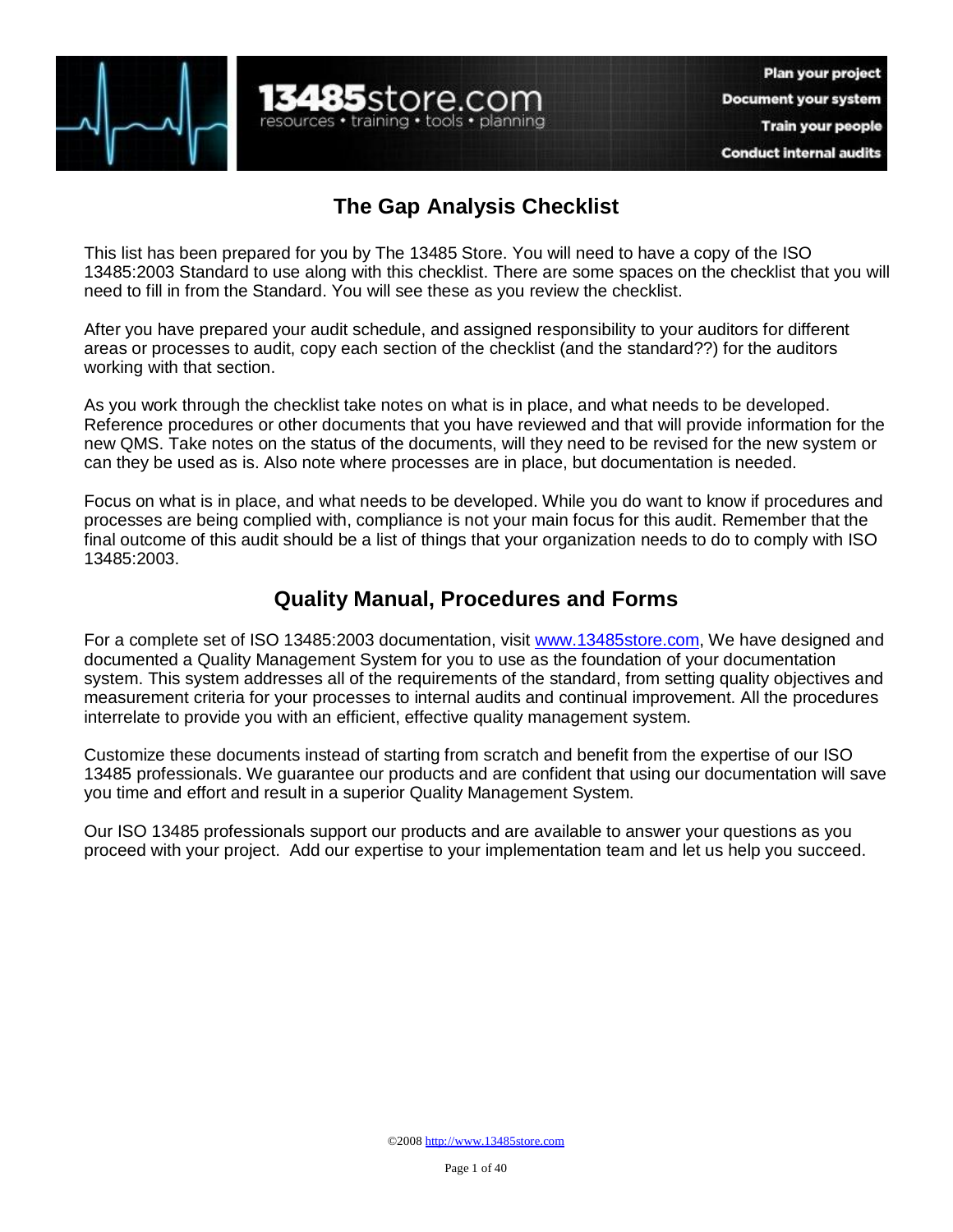# The Gap Analysis Checklist

This list has been prepared for you by The 13485 Store. You will need to have a copy of the ISO 13485:2003 Standard to use along with this checklist. There are some spaces on the checklist that you will need to fill in from the Standard. You will see these as you review the checklist.

After you have prepared your audit schedule, and assigned responsibility to your auditors for different areas or processes to audit, copy each section of the checklist (and the standard??) for the auditors working with that section.

As you work through the checklist take notes on what is in place, and what needs to be developed. Reference procedures or other documents that you have reviewed and that will provide information for the new QMS. Take notes on the status of the documents, will they need to be revised for the new system or can they be used as is. Also note where processes are in place, but documentation is needed.

Focus on what is in place, and what needs to be developed. While you do want to know if procedures and processes are being complied with, compliance is not your main focus for this audit. Remember that the final outcome of this audit should be a list of things that your organization needs to do to comply with ISO 13485:2003.

## Quality Manual, Procedures and Forms

For a complete set of ISO 13485:2003 documentation, visit [www.13485store.com](http://www.13485store.com), We have designed and documented a Quality Management System for you to use as the foundation of your documentation system. This system addresses all of the requirements of the standard, from setting quality objectives and measurement criteria for your processes to internal audits and continual improvement. All the procedures interrelate to provide you with an efficient, effective quality management system.

Customize these documents instead of starting from scratch and benefit from the expertise of our ISO 13485 professionals. We guarantee our products and are confident that using our documentation will save you time and effort and result in a superior Quality Management System.

Our ISO 13485 professionals support our products and are available to answer your questions as you proceed with your project. Add our expertise to your implementation team and let us help you succeed.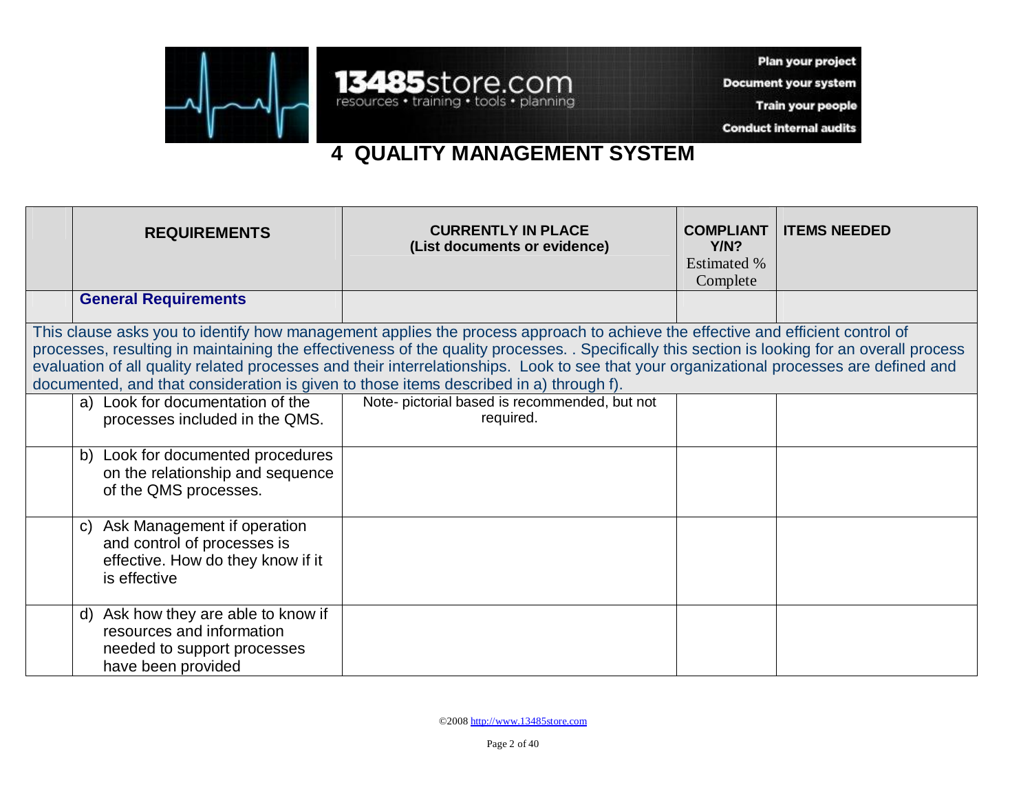# 4 QUALITY MANAGEMENT SYSTEM

| | REQUIREMENTS | CURRENTLY IN PLACE (List documents or evidence) | COMPLIANT Y/N? Estimated % Complete | ITEMS NEEDED |
|---|---|---|---|---|
| | **General Requirements** | | | |
| This clause asks you to identify how management applies the process approach to achieve the effective and efficient control of processes, resulting in maintaining the effectiveness of the quality processes. . Specifically this section is looking for an overall process evaluation of all quality related processes and their interrelationships. Look to see that your organizational processes are defined and documented, and that consideration is given to those items described in a) through f). | | | | |
| | a) Look for documentation of the processes included in the QMS. | Note- pictorial based is recommended, but not required. | | |
| | b) Look for documented procedures on the relationship and sequence of the QMS processes. | | | |
| | c) Ask Management if operation and control of processes is effective. How do they know if it is effective | | | |
| | d) Ask how they are able to know if resources and information needed to support processes have been provided | | | |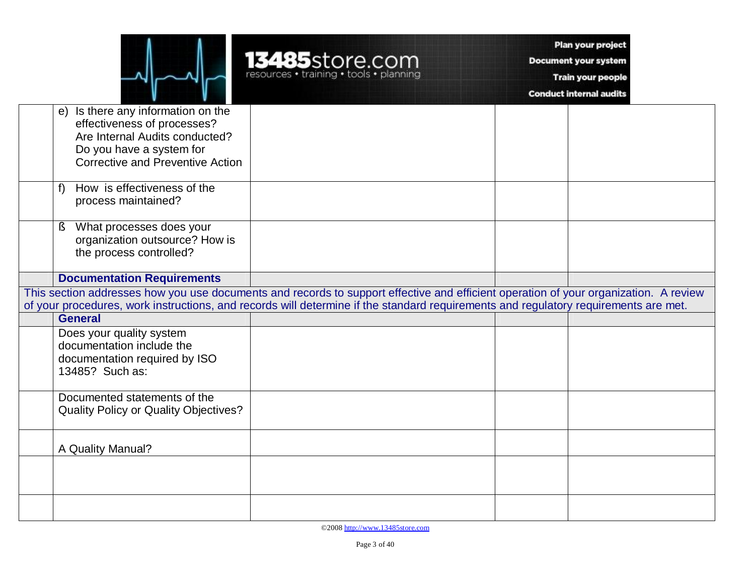| | | | | |
|---|---|---|---|---|
| | e) Is there any information on the effectiveness of processes? Are Internal Audits conducted? Do you have a system for Corrective and Preventive Action | | | |
| | f) How is effectiveness of the process maintained? | | | |
| | ß What processes does your organization outsource? How is the process controlled? | | | |
| | **Documentation Requirements** | | | |
| This section addresses how you use documents and records to support effective and efficient operation of your organization. A review of your procedures, work instructions, and records will determine if the standard requirements and regulatory requirements are met. | | | | |
| | **General** | | | |
| | Does your quality system documentation include the documentation required by ISO 13485? Such as: | | | |
| | Documented statements of the Quality Policy or Quality Objectives? | | | |
| | A Quality Manual? | | | |
| | | | | |
| | | | | |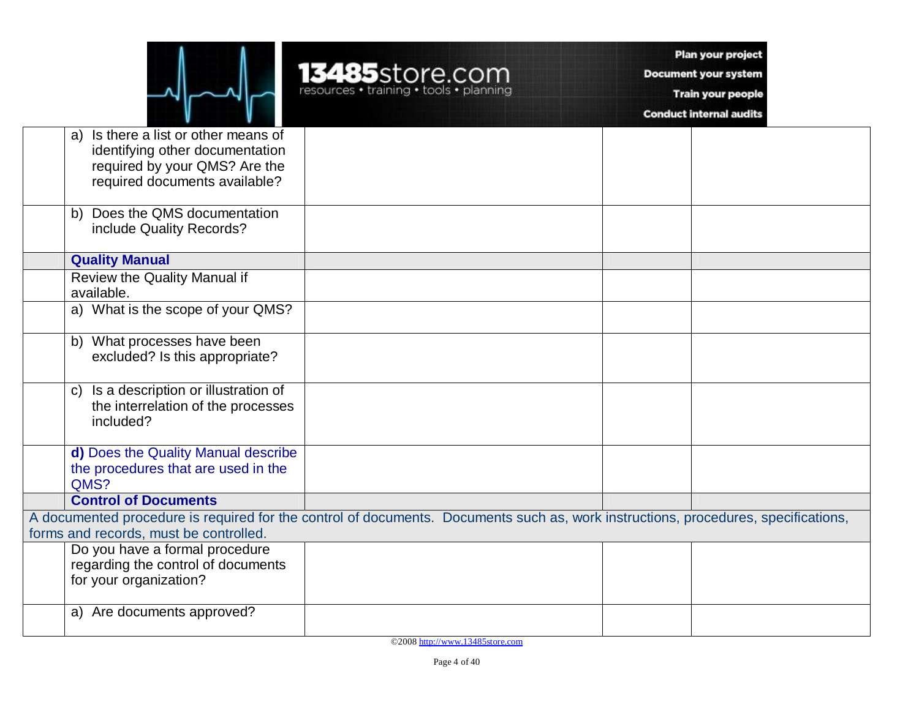| | | | | |
|---|---|---|---|---|
| | a) Is there a list or other means of identifying other documentation required by your QMS? Are the required documents available? | | | |
| | b) Does the QMS documentation include Quality Records? | | | |
| | **Quality Manual** | | | |
| | Review the Quality Manual if available. | | | |
| | a) What is the scope of your QMS? | | | |
| | b) What processes have been excluded? Is this appropriate? | | | |
| | c) Is a description or illustration of the interrelation of the processes included? | | | |
| | **d)** Does the Quality Manual describe the procedures that are used in the QMS? | | | |
| | **Control of Documents** | | | |
| A documented procedure is required for the control of documents. Documents such as, work instructions, procedures, specifications, forms and records, must be controlled. | | | | |
| | Do you have a formal procedure regarding the control of documents for your organization? | | | |
| | a) Are documents approved? | | | |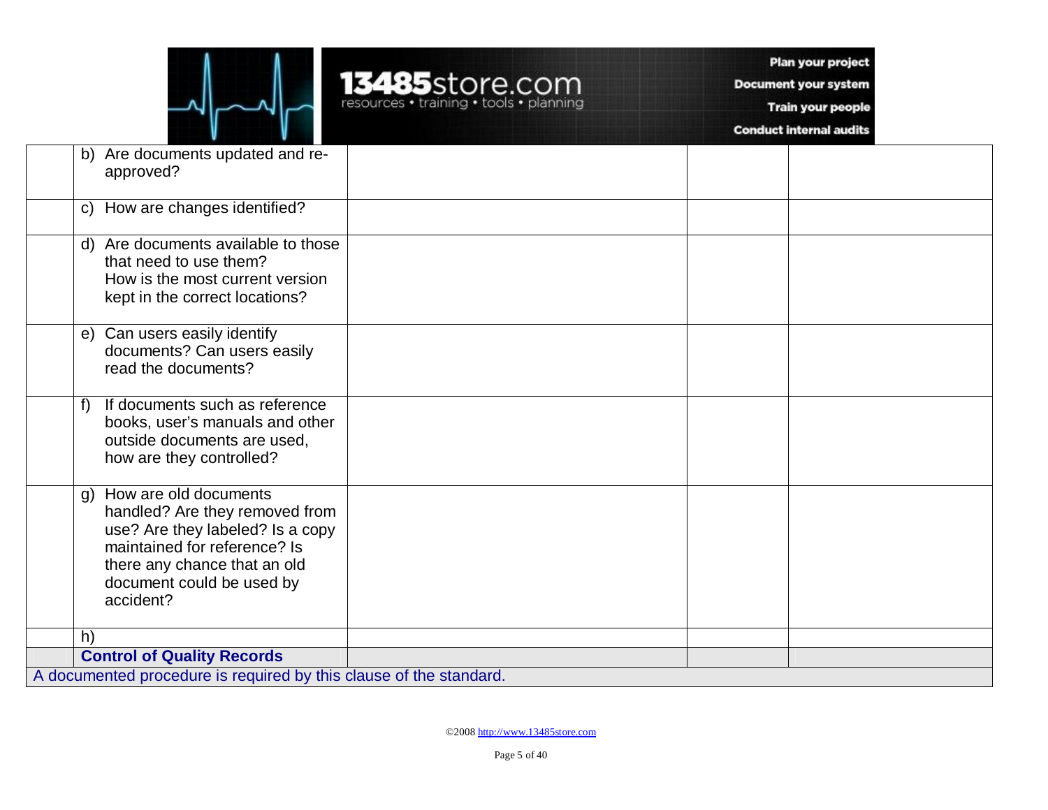| | | | | |
|---|---|---|---|---|
| | b) Are documents updated and re-approved? | | | |
| | c) How are changes identified? | | | |
| | d) Are documents available to those that need to use them? How is the most current version kept in the correct locations? | | | |
| | e) Can users easily identify documents? Can users easily read the documents? | | | |
| | f) If documents such as reference books, user's manuals and other outside documents are used, how are they controlled? | | | |
| | g) How are old documents handled? Are they removed from use? Are they labeled? Is a copy maintained for reference? Is there any chance that an old document could be used by accident? | | | |
| | h) | | | |
| | **Control of Quality Records** | | | |

A documented procedure is required by this clause of the standard.